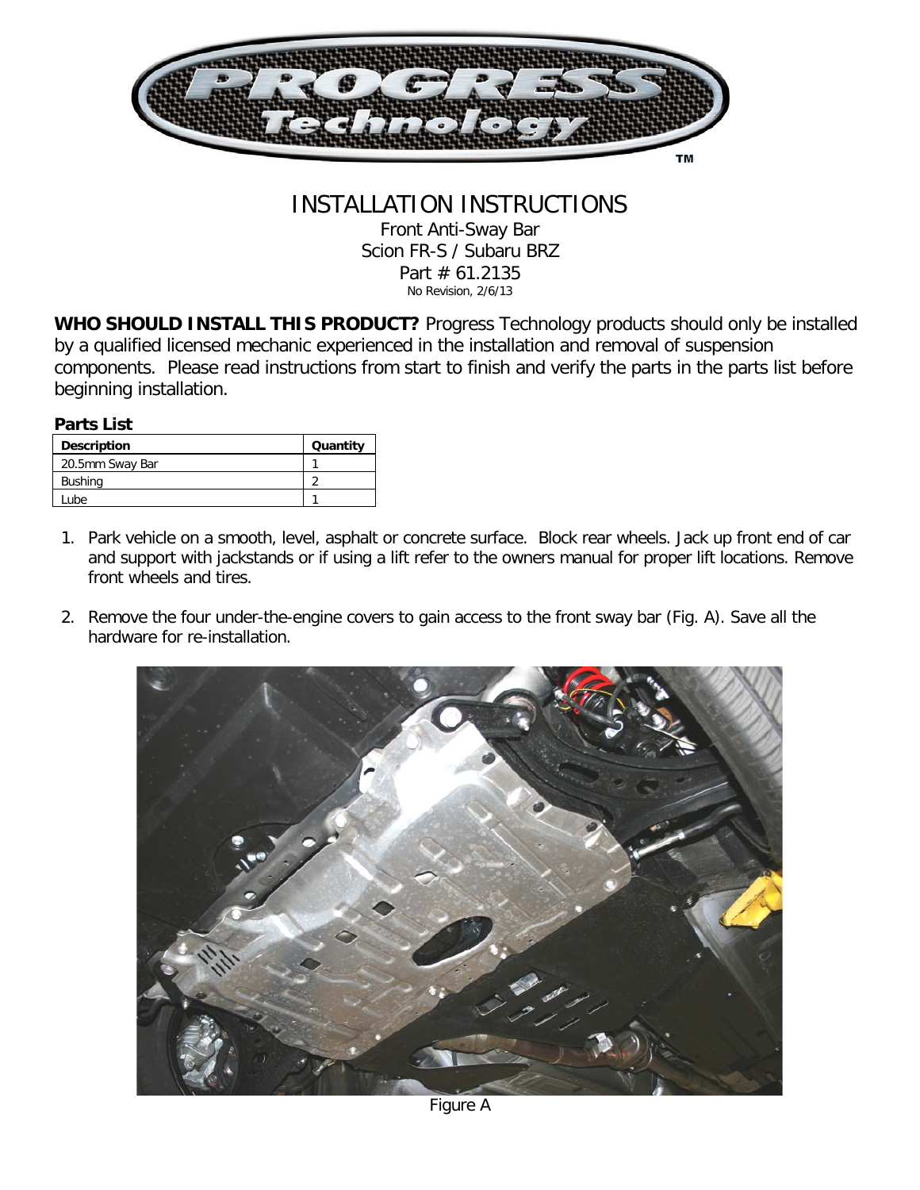# INSTALLATION INSTRUCTIONS

Front Anti-Sway Bar
Scion FR-S / Subaru BRZ
Part # 61.2135
No Revision, 2/6/13

**WHO SHOULD INSTALL THIS PRODUCT?** Progress Technology products should only be installed by a qualified licensed mechanic experienced in the installation and removal of suspension components. Please read instructions from start to finish and verify the parts in the parts list before beginning installation.

**Parts List**

| Description | Quantity |
|---|---|
| 20.5mm Sway Bar | 1 |
| Bushing | 2 |
| Lube | 1 |

1. Park vehicle on a smooth, level, asphalt or concrete surface. Block rear wheels. Jack up front end of car and support with jackstands or if using a lift refer to the owners manual for proper lift locations. Remove front wheels and tires.

2. Remove the four under-the-engine covers to gain access to the front sway bar (Fig. A). Save all the hardware for re-installation.

Figure A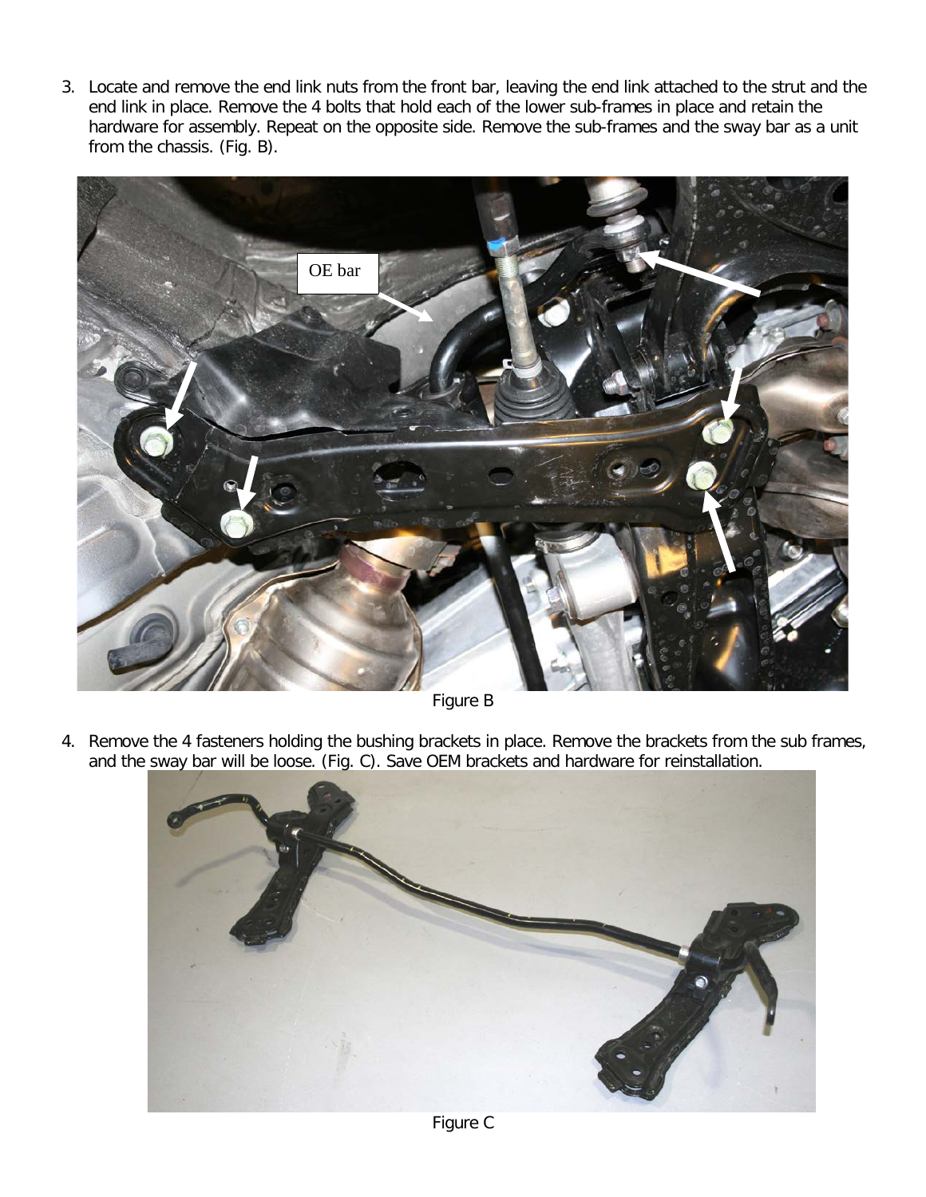3. Locate and remove the end link nuts from the front bar, leaving the end link attached to the strut and the end link in place. Remove the 4 bolts that hold each of the lower sub-frames in place and retain the hardware for assembly. Repeat on the opposite side. Remove the sub-frames and the sway bar as a unit from the chassis. (Fig. B).

Figure B

4. Remove the 4 fasteners holding the bushing brackets in place. Remove the brackets from the sub frames, and the sway bar will be loose. (Fig. C). Save OEM brackets and hardware for reinstallation.

Figure C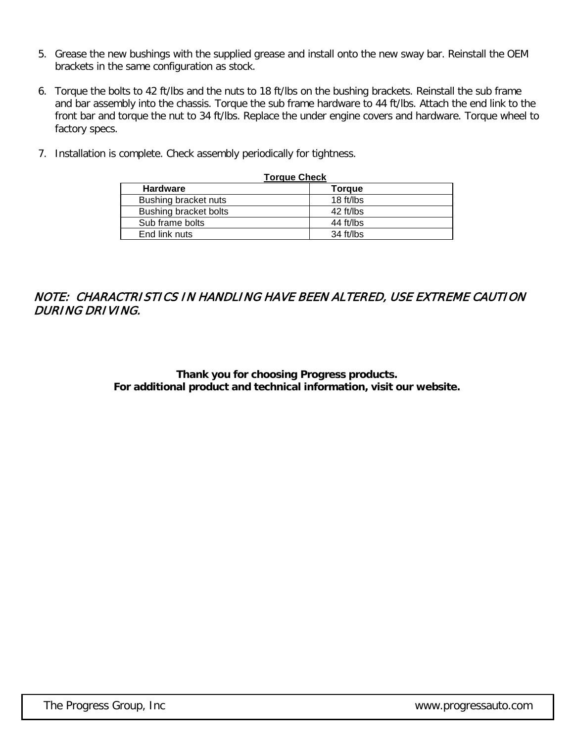5. Grease the new bushings with the supplied grease and install onto the new sway bar. Reinstall the OEM brackets in the same configuration as stock.

6. Torque the bolts to 42 ft/lbs and the nuts to 18 ft/lbs on the bushing brackets. Reinstall the sub frame and bar assembly into the chassis. Torque the sub frame hardware to 44 ft/lbs. Attach the end link to the front bar and torque the nut to 34 ft/lbs. Replace the under engine covers and hardware. Torque wheel to factory specs.

7. Installation is complete. Check assembly periodically for tightness.

**Torque Check**

| Hardware | Torque |
| --- | --- |
| Bushing bracket nuts | 18 ft/lbs |
| Bushing bracket bolts | 42 ft/lbs |
| Sub frame bolts | 44 ft/lbs |
| End link nuts | 34 ft/lbs |

*NOTE: CHARACTRISTICS IN HANDLING HAVE BEEN ALTERED, USE EXTREME CAUTION DURING DRIVING.*

**Thank you for choosing Progress products.**
**For additional product and technical information, visit our website.**

The Progress Group, Inc www.progressauto.com